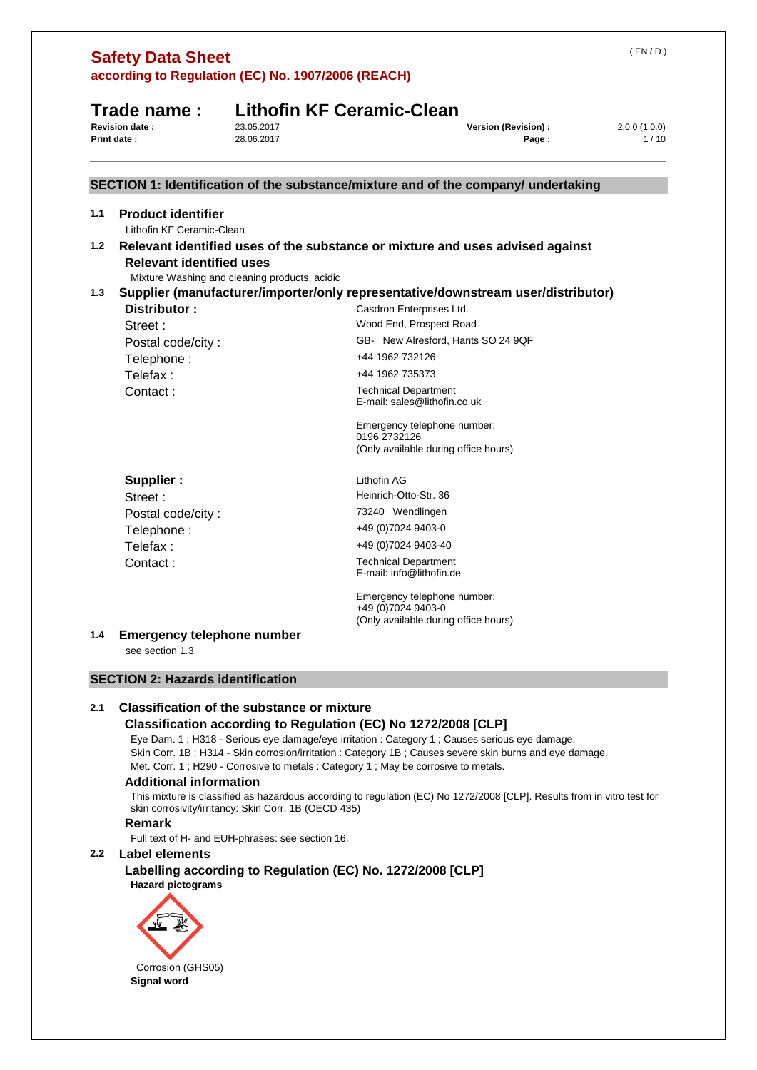# Safety Data Sheet
**according to Regulation (EC) No. 1907/2006 (REACH)**

## Trade name : Lithofin KF Ceramic-Clean

| | | | |
|---|---|---|---|
| **Revision date :** | 23.05.2017 | **Version (Revision) :** | 2.0.0 (1.0.0) |
| **Print date :** | 28.06.2017 | | |

## SECTION 1: Identification of the substance/mixture and of the company/ undertaking

### 1.1 Product identifier

Lithofin KF Ceramic-Clean

### 1.2 Relevant identified uses of the substance or mixture and uses advised against

**Relevant identified uses**

Mixture Washing and cleaning products, acidic

### 1.3 Supplier (manufacturer/importer/only representative/downstream user/distributor)

| | |
|---|---|
| **Distributor :** | Casdron Enterprises Ltd. |
| Street : | Wood End, Prospect Road |
| Postal code/city : | GB- New Alresford, Hants SO 24 9QF |
| Telephone : | +44 1962 732126 |
| Telefax : | +44 1962 735373 |
| Contact : | Technical Department<br>E-mail: sales@lithofin.co.uk<br><br>Emergency telephone number:<br>0196 2732126<br>(Only available during office hours) |

| | |
|---|---|
| **Supplier :** | Lithofin AG |
| Street : | Heinrich-Otto-Str. 36 |
| Postal code/city : | 73240 Wendlingen |
| Telephone : | +49 (0)7024 9403-0 |
| Telefax : | +49 (0)7024 9403-40 |
| Contact : | Technical Department<br>E-mail: info@lithofin.de<br><br>Emergency telephone number:<br>+49 (0)7024 9403-0<br>(Only available during office hours) |

### 1.4 Emergency telephone number

see section 1.3

## SECTION 2: Hazards identification

### 2.1 Classification of the substance or mixture

**Classification according to Regulation (EC) No 1272/2008 [CLP]**

Eye Dam. 1 ; H318 - Serious eye damage/eye irritation : Category 1 ; Causes serious eye damage.
Skin Corr. 1B ; H314 - Skin corrosion/irritation : Category 1B ; Causes severe skin burns and eye damage.
Met. Corr. 1 ; H290 - Corrosive to metals : Category 1 ; May be corrosive to metals.

**Additional information**

This mixture is classified as hazardous according to regulation (EC) No 1272/2008 [CLP]. Results from in vitro test for skin corrosivity/irritancy: Skin Corr. 1B (OECD 435)

**Remark**

Full text of H- and EUH-phrases: see section 16.

### 2.2 Label elements

**Labelling according to Regulation (EC) No. 1272/2008 [CLP]**

**Hazard pictograms**

Corrosion (GHS05)

**Signal word**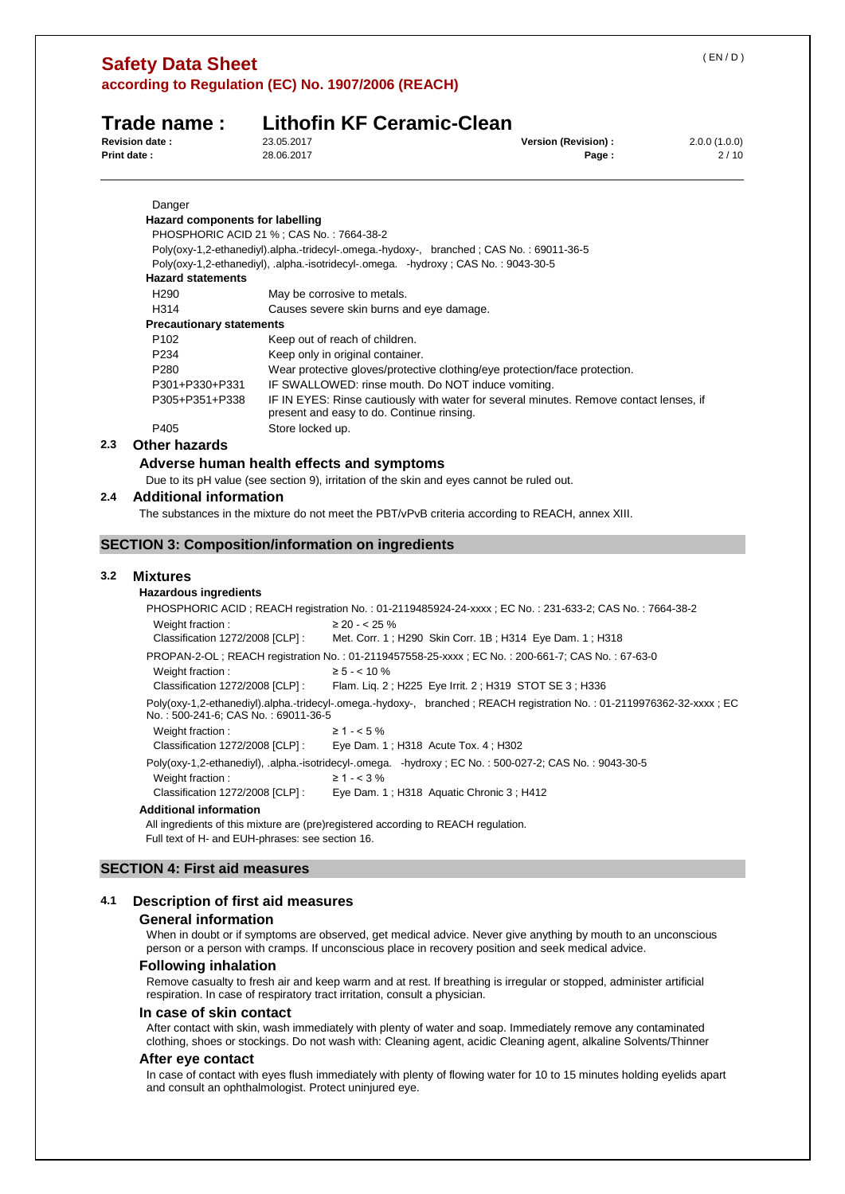Danger

**Hazard components for labelling**

PHOSPHORIC ACID 21 % ; CAS No. : 7664-38-2

Poly(oxy-1,2-ethanediyl).alpha.-tridecyl-.omega.-hydoxy-, branched ; CAS No. : 69011-36-5

Poly(oxy-1,2-ethanediyl), .alpha.-isotridecyl-.omega. -hydroxy ; CAS No. : 9043-30-5

**Hazard statements**

| | |
|---|---|
| H290 | May be corrosive to metals. |
| H314 | Causes severe skin burns and eye damage. |

**Precautionary statements**

| | |
|---|---|
| P102 | Keep out of reach of children. |
| P234 | Keep only in original container. |
| P280 | Wear protective gloves/protective clothing/eye protection/face protection. |
| P301+P330+P331 | IF SWALLOWED: rinse mouth. Do NOT induce vomiting. |
| P305+P351+P338 | IF IN EYES: Rinse cautiously with water for several minutes. Remove contact lenses, if present and easy to do. Continue rinsing. |
| P405 | Store locked up. |

## 2.3 Other hazards

### Adverse human health effects and symptoms

Due to its pH value (see section 9), irritation of the skin and eyes cannot be ruled out.

## 2.4 Additional information

The substances in the mixture do not meet the PBT/vPvB criteria according to REACH, annex XIII.

# SECTION 3: Composition/information on ingredients

## 3.2 Mixtures

**Hazardous ingredients**

PHOSPHORIC ACID ; REACH registration No. : 01-2119485924-24-xxxx ; EC No. : 231-633-2; CAS No. : 7664-38-2

| | |
|---|---|
| Weight fraction : | ≥ 20 - < 25 % |
| Classification 1272/2008 [CLP] : | Met. Corr. 1 ; H290 Skin Corr. 1B ; H314 Eye Dam. 1 ; H318 |

PROPAN-2-OL ; REACH registration No. : 01-2119457558-25-xxxx ; EC No. : 200-661-7; CAS No. : 67-63-0

| | |
|---|---|
| Weight fraction : | ≥ 5 - < 10 % |
| Classification 1272/2008 [CLP] : | Flam. Liq. 2 ; H225 Eye Irrit. 2 ; H319 STOT SE 3 ; H336 |

Poly(oxy-1,2-ethanediyl).alpha.-tridecyl-.omega.-hydoxy-, branched ; REACH registration No. : 01-2119976362-32-xxxx ; EC No. : 500-241-6; CAS No. : 69011-36-5

| | |
|---|---|
| Weight fraction : | ≥ 1 - < 5 % |
| Classification 1272/2008 [CLP] : | Eye Dam. 1 ; H318 Acute Tox. 4 ; H302 |

Poly(oxy-1,2-ethanediyl), .alpha.-isotridecyl-.omega. -hydroxy ; EC No. : 500-027-2; CAS No. : 9043-30-5

| | |
|---|---|
| Weight fraction : | ≥ 1 - < 3 % |
| Classification 1272/2008 [CLP] : | Eye Dam. 1 ; H318 Aquatic Chronic 3 ; H412 |

**Additional information**

All ingredients of this mixture are (pre)registered according to REACH regulation.
Full text of H- and EUH-phrases: see section 16.

# SECTION 4: First aid measures

## 4.1 Description of first aid measures

### General information

When in doubt or if symptoms are observed, get medical advice. Never give anything by mouth to an unconscious person or a person with cramps. If unconscious place in recovery position and seek medical advice.

### Following inhalation

Remove casualty to fresh air and keep warm and at rest. If breathing is irregular or stopped, administer artificial respiration. In case of respiratory tract irritation, consult a physician.

### In case of skin contact

After contact with skin, wash immediately with plenty of water and soap. Immediately remove any contaminated clothing, shoes or stockings. Do not wash with: Cleaning agent, acidic Cleaning agent, alkaline Solvents/Thinner

### After eye contact

In case of contact with eyes flush immediately with plenty of flowing water for 10 to 15 minutes holding eyelids apart and consult an ophthalmologist. Protect uninjured eye.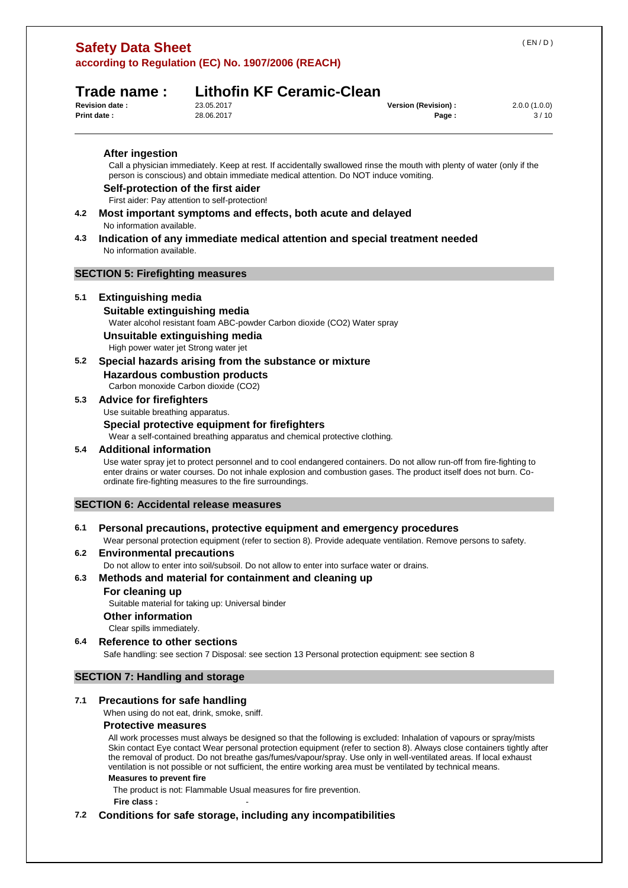### After ingestion

Call a physician immediately. Keep at rest. If accidentally swallowed rinse the mouth with plenty of water (only if the person is conscious) and obtain immediate medical attention. Do NOT induce vomiting.

### Self-protection of the first aider

First aider: Pay attention to self-protection!

### 4.2 Most important symptoms and effects, both acute and delayed

No information available.

### 4.3 Indication of any immediate medical attention and special treatment needed

No information available.

## SECTION 5: Firefighting measures

### 5.1 Extinguishing media

**Suitable extinguishing media**

Water alcohol resistant foam ABC-powder Carbon dioxide ($CO_2$) Water spray

**Unsuitable extinguishing media**

High power water jet Strong water jet

### 5.2 Special hazards arising from the substance or mixture

**Hazardous combustion products**

Carbon monoxide Carbon dioxide ($CO_2$)

### 5.3 Advice for firefighters

Use suitable breathing apparatus.

**Special protective equipment for firefighters**

Wear a self-contained breathing apparatus and chemical protective clothing.

### 5.4 Additional information

Use water spray jet to protect personnel and to cool endangered containers. Do not allow run-off from fire-fighting to enter drains or water courses. Do not inhale explosion and combustion gases. The product itself does not burn. Co-ordinate fire-fighting measures to the fire surroundings.

## SECTION 6: Accidental release measures

### 6.1 Personal precautions, protective equipment and emergency procedures

Wear personal protection equipment (refer to section 8). Provide adequate ventilation. Remove persons to safety.

### 6.2 Environmental precautions

Do not allow to enter into soil/subsoil. Do not allow to enter into surface water or drains.

### 6.3 Methods and material for containment and cleaning up

**For cleaning up**

Suitable material for taking up: Universal binder

**Other information**

Clear spills immediately.

### 6.4 Reference to other sections

Safe handling: see section 7 Disposal: see section 13 Personal protection equipment: see section 8

## SECTION 7: Handling and storage

### 7.1 Precautions for safe handling

When using do not eat, drink, smoke, sniff.

**Protective measures**

All work processes must always be designed so that the following is excluded: Inhalation of vapours or spray/mists Skin contact Eye contact Wear personal protection equipment (refer to section 8). Always close containers tightly after the removal of product. Do not breathe gas/fumes/vapour/spray. Use only in well-ventilated areas. If local exhaust ventilation is not possible or not sufficient, the entire working area must be ventilated by technical means.

**Measures to prevent fire**

The product is not: Flammable Usual measures for fire prevention.

**Fire class :** -

### 7.2 Conditions for safe storage, including any incompatibilities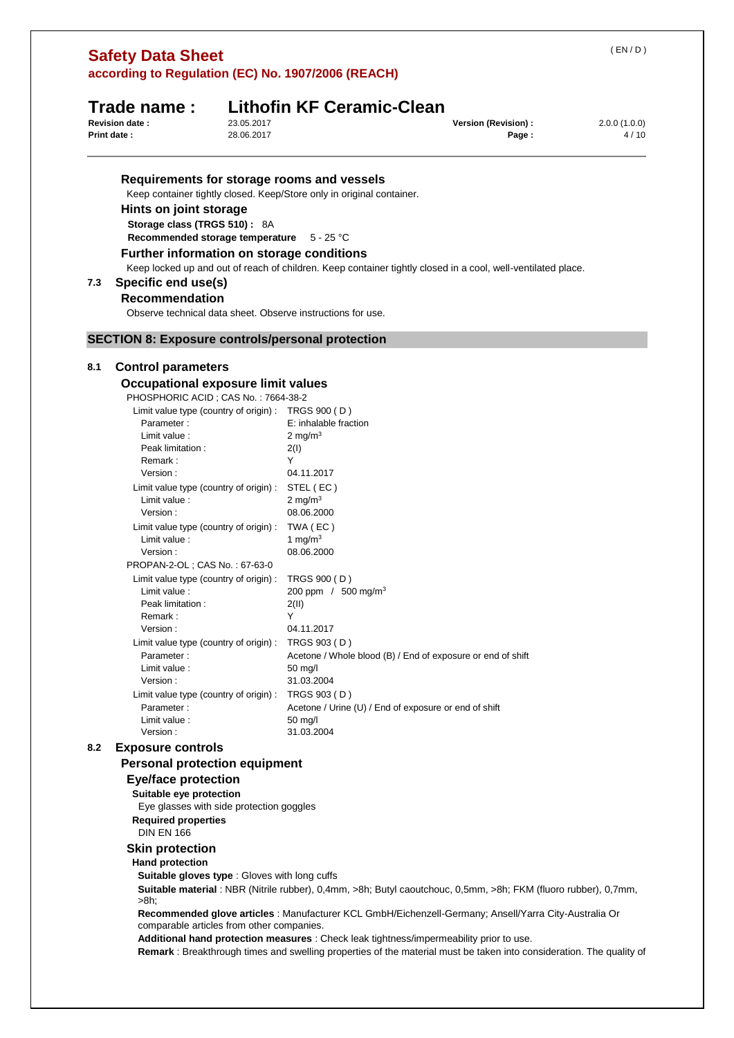### Requirements for storage rooms and vessels

Keep container tightly closed. Keep/Store only in original container.

### Hints on joint storage

**Storage class (TRGS 510) :** 8A

**Recommended storage temperature** 5 - 25 °C

### Further information on storage conditions

Keep locked up and out of reach of children. Keep container tightly closed in a cool, well-ventilated place.

## 7.3 Specific end use(s)

### Recommendation

Observe technical data sheet. Observe instructions for use.

# SECTION 8: Exposure controls/personal protection

## 8.1 Control parameters

### Occupational exposure limit values

PHOSPHORIC ACID ; CAS No. : 7664-38-2

| | |
|---|---|
| Limit value type (country of origin) : | TRGS 900 ( D ) |
| Parameter : | E: inhalable fraction |
| Limit value : | 2 mg/m³ |
| Peak limitation : | 2(I) |
| Remark : | Y |
| Version : | 04.11.2017 |
| Limit value type (country of origin) : | STEL ( EC ) |
| Limit value : | 2 mg/m³ |
| Version : | 08.06.2000 |
| Limit value type (country of origin) : | TWA ( EC ) |
| Limit value : | 1 mg/m³ |
| Version : | 08.06.2000 |

PROPAN-2-OL ; CAS No. : 67-63-0

| | |
|---|---|
| Limit value type (country of origin) : | TRGS 900 ( D ) |
| Limit value : | 200 ppm / 500 mg/m³ |
| Peak limitation : | 2(II) |
| Remark : | Y |
| Version : | 04.11.2017 |
| Limit value type (country of origin) : | TRGS 903 ( D ) |
| Parameter : | Acetone / Whole blood (B) / End of exposure or end of shift |
| Limit value : | 50 mg/l |
| Version : | 31.03.2004 |
| Limit value type (country of origin) : | TRGS 903 ( D ) |
| Parameter : | Acetone / Urine (U) / End of exposure or end of shift |
| Limit value : | 50 mg/l |
| Version : | 31.03.2004 |

## 8.2 Exposure controls

### Personal protection equipment

#### Eye/face protection

**Suitable eye protection**

Eye glasses with side protection goggles

**Required properties**

DIN EN 166

#### Skin protection

**Hand protection**

**Suitable gloves type** : Gloves with long cuffs

**Suitable material** : NBR (Nitrile rubber), 0,4mm, >8h; Butyl caoutchouc, 0,5mm, >8h; FKM (fluoro rubber), 0,7mm, >8h;

**Recommended glove articles** : Manufacturer KCL GmbH/Eichenzell-Germany; Ansell/Yarra City-Australia Or comparable articles from other companies.

**Additional hand protection measures** : Check leak tightness/impermeability prior to use.

**Remark** : Breakthrough times and swelling properties of the material must be taken into consideration. The quality of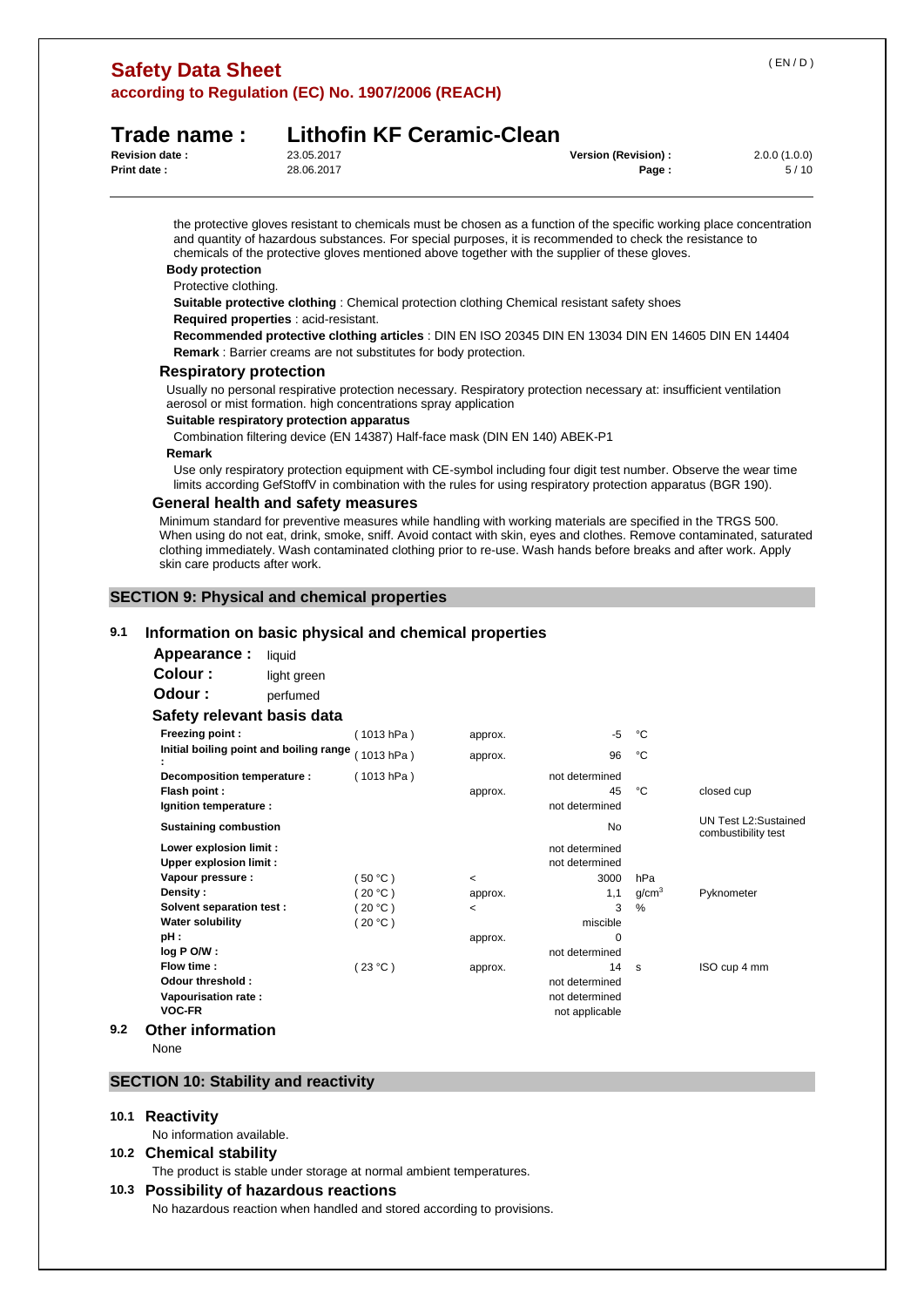the protective gloves resistant to chemicals must be chosen as a function of the specific working place concentration and quantity of hazardous substances. For special purposes, it is recommended to check the resistance to chemicals of the protective gloves mentioned above together with the supplier of these gloves.

**Body protection**

Protective clothing.

**Suitable protective clothing** : Chemical protection clothing Chemical resistant safety shoes

**Required properties** : acid-resistant.

**Recommended protective clothing articles** : DIN EN ISO 20345 DIN EN 13034 DIN EN 14605 DIN EN 14404

**Remark** : Barrier creams are not substitutes for body protection.

### Respiratory protection

Usually no personal respirative protection necessary. Respiratory protection necessary at: insufficient ventilation aerosol or mist formation. high concentrations spray application

**Suitable respiratory protection apparatus**

Combination filtering device (EN 14387) Half-face mask (DIN EN 140) ABEK-P1

**Remark**

Use only respiratory protection equipment with CE-symbol including four digit test number. Observe the wear time limits according GefStoffV in combination with the rules for using respiratory protection apparatus (BGR 190).

### General health and safety measures

Minimum standard for preventive measures while handling with working materials are specified in the TRGS 500. When using do not eat, drink, smoke, sniff. Avoid contact with skin, eyes and clothes. Remove contaminated, saturated clothing immediately. Wash contaminated clothing prior to re-use. Wash hands before breaks and after work. Apply skin care products after work.

## SECTION 9: Physical and chemical properties

### 9.1 Information on basic physical and chemical properties

**Appearance :** liquid

**Colour :** light green

**Odour :** perfumed

**Safety relevant basis data**

| Property | Condition | | Value | Unit | Method |
|---|---|---|---|---|---|
| **Freezing point :** | ( 1013 hPa ) | approx. | -5 | °C | |
| **Initial boiling point and boiling range :** | ( 1013 hPa ) | approx. | 96 | °C | |
| **Decomposition temperature :** | ( 1013 hPa ) | | not determined | | |
| **Flash point :** | | approx. | 45 | °C | closed cup |
| **Ignition temperature :** | | | not determined | | |
| **Sustaining combustion** | | | No | | UN Test L2:Sustained combustibility test |
| **Lower explosion limit :** | | | not determined | | |
| **Upper explosion limit :** | | | not determined | | |
| **Vapour pressure :** | ( 50 °C ) | < | 3000 | hPa | |
| **Density :** | ( 20 °C ) | approx. | 1,1 | g/cm³ | Pyknometer |
| **Solvent separation test :** | ( 20 °C ) | < | 3 | % | |
| **Water solubility** | ( 20 °C ) | | miscible | | |
| **pH :** | | approx. | 0 | | |
| **log P O/W :** | | | not determined | | |
| **Flow time :** | ( 23 °C ) | approx. | 14 | s | ISO cup 4 mm |
| **Odour threshold :** | | | not determined | | |
| **Vapourisation rate :** | | | not determined | | |
| **VOC-FR** | | | not applicable | | |

### 9.2 Other information

None

## SECTION 10: Stability and reactivity

### 10.1 Reactivity

No information available.

### 10.2 Chemical stability

The product is stable under storage at normal ambient temperatures.

### 10.3 Possibility of hazardous reactions

No hazardous reaction when handled and stored according to provisions.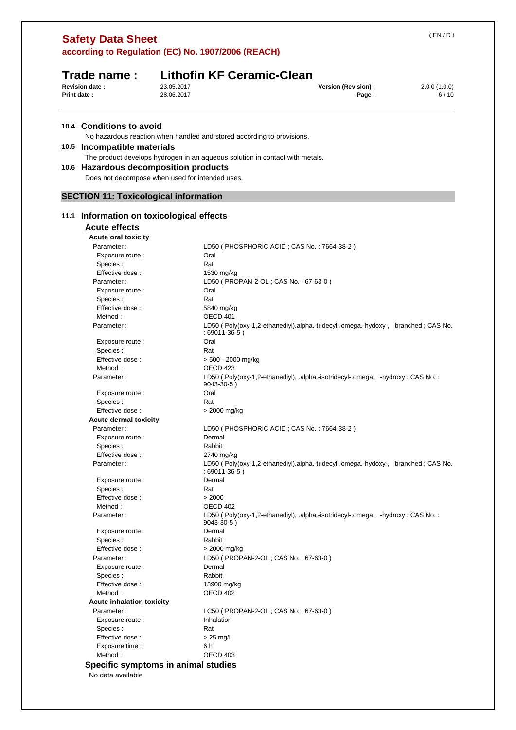### 10.4 Conditions to avoid

No hazardous reaction when handled and stored according to provisions.

### 10.5 Incompatible materials

The product develops hydrogen in an aqueous solution in contact with metals.

### 10.6 Hazardous decomposition products

Does not decompose when used for intended uses.

## SECTION 11: Toxicological information

### 11.1 Information on toxicological effects

#### Acute effects

**Acute oral toxicity**

| | |
|---|---|
| Parameter : | LD50 ( PHOSPHORIC ACID ; CAS No. : 7664-38-2 ) |
| Exposure route : | Oral |
| Species : | Rat |
| Effective dose : | 1530 mg/kg |
| Parameter : | LD50 ( PROPAN-2-OL ; CAS No. : 67-63-0 ) |
| Exposure route : | Oral |
| Species : | Rat |
| Effective dose : | 5840 mg/kg |
| Method : | OECD 401 |
| Parameter : | LD50 ( Poly(oxy-1,2-ethanediyl).alpha.-tridecyl-.omega.-hydoxy-, branched ; CAS No. : 69011-36-5 ) |
| Exposure route : | Oral |
| Species : | Rat |
| Effective dose : | > 500 - 2000 mg/kg |
| Method : | OECD 423 |
| Parameter : | LD50 ( Poly(oxy-1,2-ethanediyl), .alpha.-isotridecyl-.omega. -hydroxy ; CAS No. : 9043-30-5 ) |
| Exposure route : | Oral |
| Species : | Rat |
| Effective dose : | > 2000 mg/kg |

**Acute dermal toxicity**

| | |
|---|---|
| Parameter : | LD50 ( PHOSPHORIC ACID ; CAS No. : 7664-38-2 ) |
| Exposure route : | Dermal |
| Species : | Rabbit |
| Effective dose : | 2740 mg/kg |
| Parameter : | LD50 ( Poly(oxy-1,2-ethanediyl).alpha.-tridecyl-.omega.-hydoxy-, branched ; CAS No. : 69011-36-5 ) |
| Exposure route : | Dermal |
| Species : | Rat |
| Effective dose : | > 2000 |
| Method : | OECD 402 |
| Parameter : | LD50 ( Poly(oxy-1,2-ethanediyl), .alpha.-isotridecyl-.omega. -hydroxy ; CAS No. : 9043-30-5 ) |
| Exposure route : | Dermal |
| Species : | Rabbit |
| Effective dose : | > 2000 mg/kg |
| Parameter : | LD50 ( PROPAN-2-OL ; CAS No. : 67-63-0 ) |
| Exposure route : | Dermal |
| Species : | Rabbit |
| Effective dose : | 13900 mg/kg |
| Method : | OECD 402 |

**Acute inhalation toxicity**

| | |
|---|---|
| Parameter : | LC50 ( PROPAN-2-OL ; CAS No. : 67-63-0 ) |
| Exposure route : | Inhalation |
| Species : | Rat |
| Effective dose : | > 25 mg/l |
| Exposure time : | 6 h |
| Method : | OECD 403 |

#### Specific symptoms in animal studies

No data available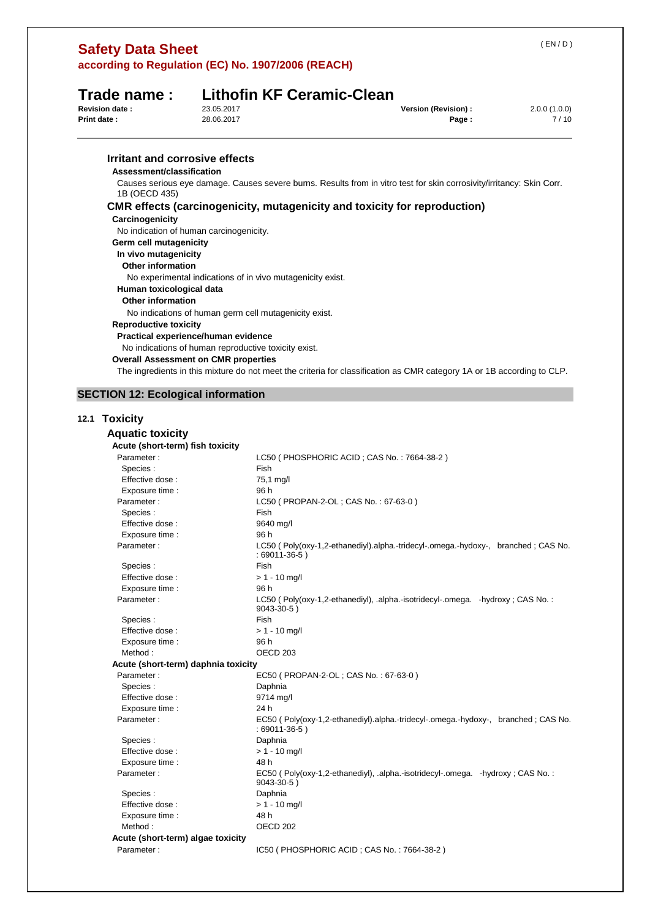### Irritant and corrosive effects

**Assessment/classification**

Causes serious eye damage. Causes severe burns. Results from in vitro test for skin corrosivity/irritancy: Skin Corr. 1B (OECD 435)

### CMR effects (carcinogenicity, mutagenicity and toxicity for reproduction)

**Carcinogenicity**

No indication of human carcinogenicity.

**Germ cell mutagenicity**

**In vivo mutagenicity**

**Other information**

No experimental indications of in vivo mutagenicity exist.

**Human toxicological data**

**Other information**

No indications of human germ cell mutagenicity exist.

**Reproductive toxicity**

**Practical experience/human evidence**

No indications of human reproductive toxicity exist.

**Overall Assessment on CMR properties**

The ingredients in this mixture do not meet the criteria for classification as CMR category 1A or 1B according to CLP.

## SECTION 12: Ecological information

### 12.1 Toxicity

#### Aquatic toxicity

**Acute (short-term) fish toxicity**

| | |
|---|---|
| Parameter : | LC50 ( PHOSPHORIC ACID ; CAS No. : 7664-38-2 ) |
| Species : | Fish |
| Effective dose : | 75,1 mg/l |
| Exposure time : | 96 h |
| Parameter : | LC50 ( PROPAN-2-OL ; CAS No. : 67-63-0 ) |
| Species : | Fish |
| Effective dose : | 9640 mg/l |
| Exposure time : | 96 h |
| Parameter : | LC50 ( Poly(oxy-1,2-ethanediyl).alpha.-tridecyl-.omega.-hydoxy-, branched ; CAS No. : 69011-36-5 ) |
| Species : | Fish |
| Effective dose : | > 1 - 10 mg/l |
| Exposure time : | 96 h |
| Parameter : | LC50 ( Poly(oxy-1,2-ethanediyl), .alpha.-isotridecyl-.omega. -hydroxy ; CAS No. : 9043-30-5 ) |
| Species : | Fish |
| Effective dose : | > 1 - 10 mg/l |
| Exposure time : | 96 h |
| Method : | OECD 203 |

**Acute (short-term) daphnia toxicity**

| | |
|---|---|
| Parameter : | EC50 ( PROPAN-2-OL ; CAS No. : 67-63-0 ) |
| Species : | Daphnia |
| Effective dose : | 9714 mg/l |
| Exposure time : | 24 h |
| Parameter : | EC50 ( Poly(oxy-1,2-ethanediyl).alpha.-tridecyl-.omega.-hydoxy-, branched ; CAS No. : 69011-36-5 ) |
| Species : | Daphnia |
| Effective dose : | > 1 - 10 mg/l |
| Exposure time : | 48 h |
| Parameter : | EC50 ( Poly(oxy-1,2-ethanediyl), .alpha.-isotridecyl-.omega. -hydroxy ; CAS No. : 9043-30-5 ) |
| Species : | Daphnia |
| Effective dose : | > 1 - 10 mg/l |
| Exposure time : | 48 h |
| Method : | OECD 202 |

**Acute (short-term) algae toxicity**

| | |
|---|---|
| Parameter : | IC50 ( PHOSPHORIC ACID ; CAS No. : 7664-38-2 ) |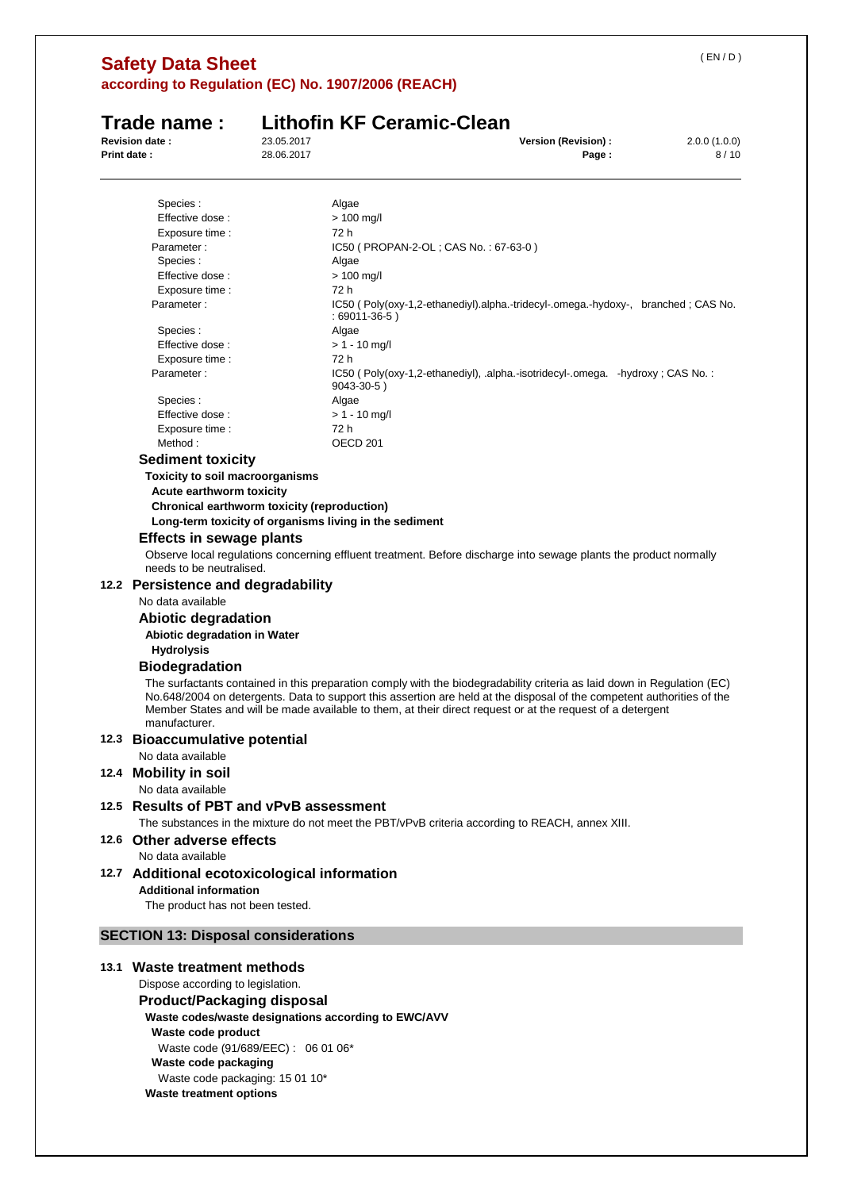Species : Algae
Effective dose : > 100 mg/l
Exposure time : 72 h

Parameter : IC50 ( PROPAN-2-OL ; CAS No. : 67-63-0 )
Species : Algae
Effective dose : > 100 mg/l
Exposure time : 72 h

Parameter : IC50 ( Poly(oxy-1,2-ethanediyl).alpha.-tridecyl-.omega.-hydoxy-, branched ; CAS No. : 69011-36-5 )
Species : Algae
Effective dose : > 1 - 10 mg/l
Exposure time : 72 h

Parameter : IC50 ( Poly(oxy-1,2-ethanediyl), .alpha.-isotridecyl-.omega. -hydroxy ; CAS No. : 9043-30-5 )
Species : Algae
Effective dose : > 1 - 10 mg/l
Exposure time : 72 h
Method : OECD 201

### Sediment toxicity

**Toxicity to soil macroorganisms**

**Acute earthworm toxicity**

**Chronical earthworm toxicity (reproduction)**

**Long-term toxicity of organisms living in the sediment**

### Effects in sewage plants

Observe local regulations concerning effluent treatment. Before discharge into sewage plants the product normally needs to be neutralised.

## 12.2 Persistence and degradability

No data available

### Abiotic degradation

**Abiotic degradation in Water**

**Hydrolysis**

### Biodegradation

The surfactants contained in this preparation comply with the biodegradability criteria as laid down in Regulation (EC) No.648/2004 on detergents. Data to support this assertion are held at the disposal of the competent authorities of the Member States and will be made available to them, at their direct request or at the request of a detergent manufacturer.

## 12.3 Bioaccumulative potential

No data available

## 12.4 Mobility in soil

No data available

## 12.5 Results of PBT and vPvB assessment

The substances in the mixture do not meet the PBT/vPvB criteria according to REACH, annex XIII.

## 12.6 Other adverse effects

No data available

## 12.7 Additional ecotoxicological information

**Additional information**

The product has not been tested.

# SECTION 13: Disposal considerations

## 13.1 Waste treatment methods

Dispose according to legislation.

### Product/Packaging disposal

**Waste codes/waste designations according to EWC/AVV**

**Waste code product**

Waste code (91/689/EEC) : 06 01 06*

**Waste code packaging**

Waste code packaging: 15 01 10*

**Waste treatment options**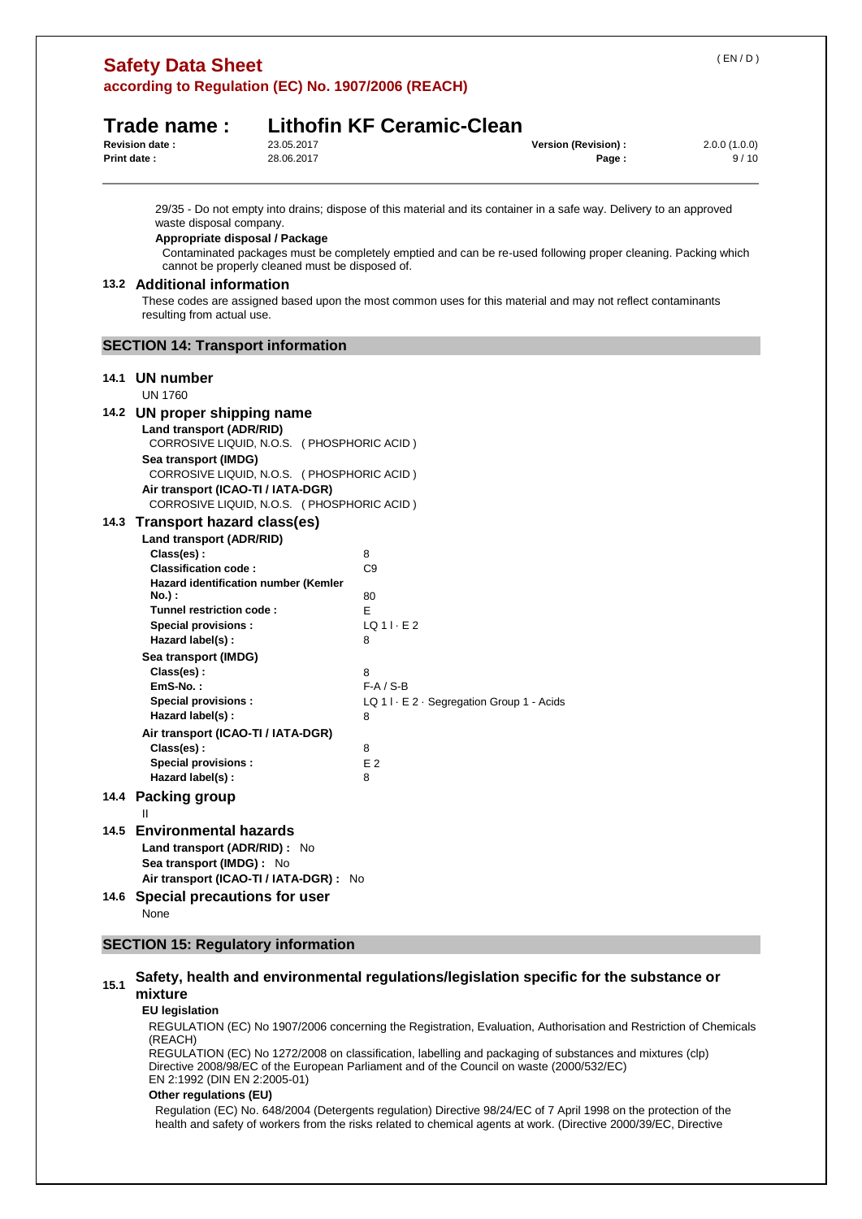29/35 - Do not empty into drains; dispose of this material and its container in a safe way. Delivery to an approved waste disposal company.

**Appropriate disposal / Package**

Contaminated packages must be completely emptied and can be re-used following proper cleaning. Packing which cannot be properly cleaned must be disposed of.

### 13.2 Additional information

These codes are assigned based upon the most common uses for this material and may not reflect contaminants resulting from actual use.

## SECTION 14: Transport information

### 14.1 UN number

UN 1760

### 14.2 UN proper shipping name

**Land transport (ADR/RID)**

CORROSIVE LIQUID, N.O.S. ( PHOSPHORIC ACID )

**Sea transport (IMDG)**

CORROSIVE LIQUID, N.O.S. ( PHOSPHORIC ACID )

**Air transport (ICAO-TI / IATA-DGR)**

CORROSIVE LIQUID, N.O.S. ( PHOSPHORIC ACID )

### 14.3 Transport hazard class(es)

**Land transport (ADR/RID)**

| | |
|---|---|
| **Class(es) :** | 8 |
| **Classification code :** | C9 |
| **Hazard identification number (Kemler No.) :** | 80 |
| **Tunnel restriction code :** | E |
| **Special provisions :** | LQ 1 l · E 2 |
| **Hazard label(s) :** | 8 |

**Sea transport (IMDG)**

| | |
|---|---|
| **Class(es) :** | 8 |
| **EmS-No. :** | F-A / S-B |
| **Special provisions :** | LQ 1 l · E 2 · Segregation Group 1 - Acids |
| **Hazard label(s) :** | 8 |

**Air transport (ICAO-TI / IATA-DGR)**

| | |
|---|---|
| **Class(es) :** | 8 |
| **Special provisions :** | E 2 |
| **Hazard label(s) :** | 8 |

### 14.4 Packing group

II

### 14.5 Environmental hazards

**Land transport (ADR/RID) :** No

**Sea transport (IMDG) :** No

**Air transport (ICAO-TI / IATA-DGR) :** No

### 14.6 Special precautions for user

None

## SECTION 15: Regulatory information

### 15.1 Safety, health and environmental regulations/legislation specific for the substance or mixture

**EU legislation**

REGULATION (EC) No 1907/2006 concerning the Registration, Evaluation, Authorisation and Restriction of Chemicals (REACH)

REGULATION (EC) No 1272/2008 on classification, labelling and packaging of substances and mixtures (clp)

Directive 2008/98/EC of the European Parliament and of the Council on waste (2000/532/EC)

EN 2:1992 (DIN EN 2:2005-01)

**Other regulations (EU)**

Regulation (EC) No. 648/2004 (Detergents regulation) Directive 98/24/EC of 7 April 1998 on the protection of the health and safety of workers from the risks related to chemical agents at work. (Directive 2000/39/EC, Directive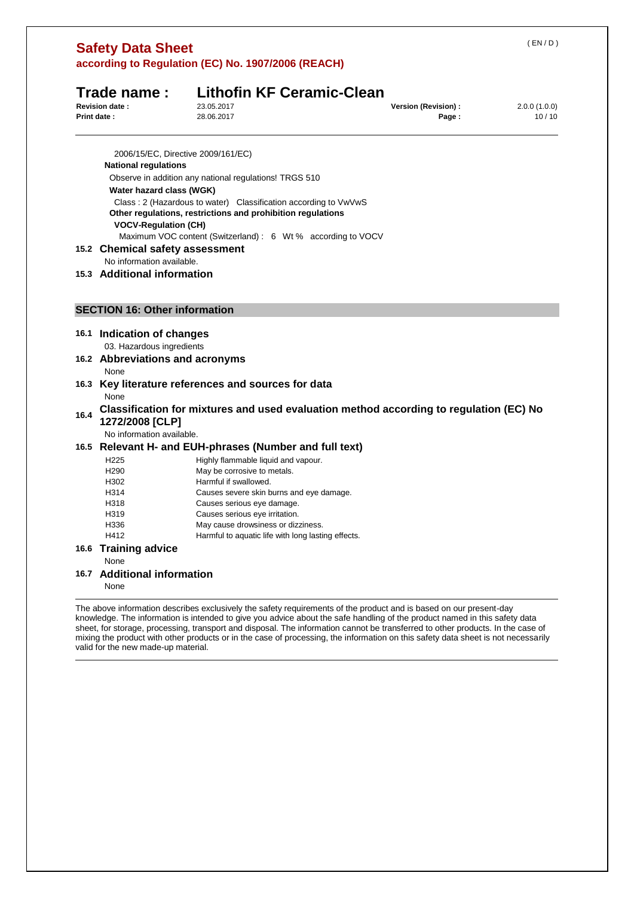2006/15/EC, Directive 2009/161/EC)

**National regulations**

Observe in addition any national regulations! TRGS 510

**Water hazard class (WGK)**

Class : 2 (Hazardous to water) Classification according to VwVwS

**Other regulations, restrictions and prohibition regulations**

**VOCV-Regulation (CH)**

Maximum VOC content (Switzerland) : 6 Wt % according to VOCV

### 15.2 Chemical safety assessment

No information available.

### 15.3 Additional information

## SECTION 16: Other information

### 16.1 Indication of changes

03. Hazardous ingredients

### 16.2 Abbreviations and acronyms

None

### 16.3 Key literature references and sources for data

None

### 16.4 Classification for mixtures and used evaluation method according to regulation (EC) No 1272/2008 [CLP]

No information available.

### 16.5 Relevant H- and EUH-phrases (Number and full text)

| | |
|---|---|
| H225 | Highly flammable liquid and vapour. |
| H290 | May be corrosive to metals. |
| H302 | Harmful if swallowed. |
| H314 | Causes severe skin burns and eye damage. |
| H318 | Causes serious eye damage. |
| H319 | Causes serious eye irritation. |
| H336 | May cause drowsiness or dizziness. |
| H412 | Harmful to aquatic life with long lasting effects. |

### 16.6 Training advice

None

### 16.7 Additional information

None

The above information describes exclusively the safety requirements of the product and is based on our present-day knowledge. The information is intended to give you advice about the safe handling of the product named in this safety data sheet, for storage, processing, transport and disposal. The information cannot be transferred to other products. In the case of mixing the product with other products or in the case of processing, the information on this safety data sheet is not necessarily valid for the new made-up material.